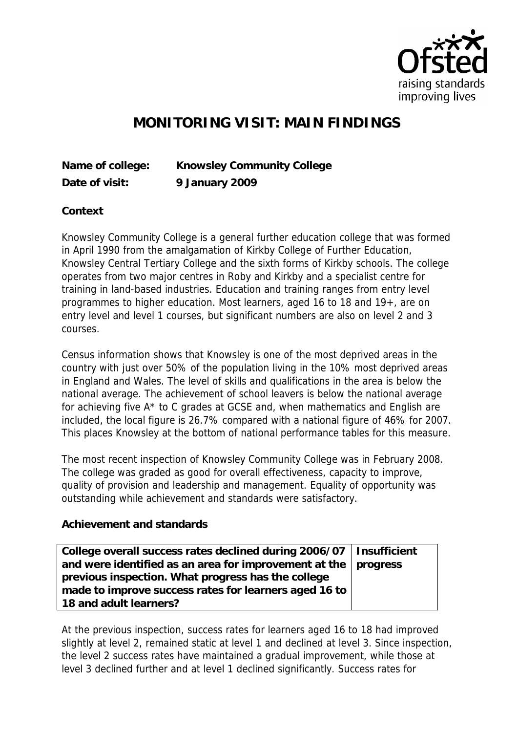# MONITORING VISIT: MAIN FINDINGS

**Name of college:** Knowsley Community College
**Date of visit:** 9 January 2009

**Context**

Knowsley Community College is a general further education college that was formed in April 1990 from the amalgamation of Kirkby College of Further Education, Knowsley Central Tertiary College and the sixth forms of Kirkby schools. The college operates from two major centres in Roby and Kirkby and a specialist centre for training in land-based industries. Education and training ranges from entry level programmes to higher education. Most learners, aged 16 to 18 and 19+, are on entry level and level 1 courses, but significant numbers are also on level 2 and 3 courses.

Census information shows that Knowsley is one of the most deprived areas in the country with just over 50% of the population living in the 10% most deprived areas in England and Wales. The level of skills and qualifications in the area is below the national average. The achievement of school leavers is below the national average for achieving five A* to C grades at GCSE and, when mathematics and English are included, the local figure is 26.7% compared with a national figure of 46% for 2007. This places Knowsley at the bottom of national performance tables for this measure.

The most recent inspection of Knowsley Community College was in February 2008. The college was graded as good for overall effectiveness, capacity to improve, quality of provision and leadership and management. Equality of opportunity was outstanding while achievement and standards were satisfactory.

**Achievement and standards**

| **College overall success rates declined during 2006/07 and were identified as an area for improvement at the previous inspection. What progress has the college made to improve success rates for learners aged 16 to 18 and adult learners?** | **Insufficient progress** |
|---|---|

At the previous inspection, success rates for learners aged 16 to 18 had improved slightly at level 2, remained static at level 1 and declined at level 3. Since inspection, the level 2 success rates have maintained a gradual improvement, while those at level 3 declined further and at level 1 declined significantly. Success rates for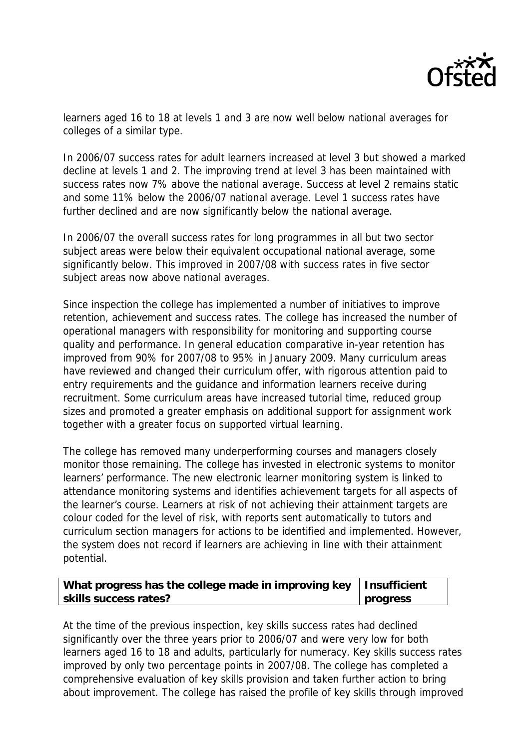learners aged 16 to 18 at levels 1 and 3 are now well below national averages for colleges of a similar type.

In 2006/07 success rates for adult learners increased at level 3 but showed a marked decline at levels 1 and 2. The improving trend at level 3 has been maintained with success rates now 7% above the national average. Success at level 2 remains static and some 11% below the 2006/07 national average. Level 1 success rates have further declined and are now significantly below the national average.

In 2006/07 the overall success rates for long programmes in all but two sector subject areas were below their equivalent occupational national average, some significantly below. This improved in 2007/08 with success rates in five sector subject areas now above national averages.

Since inspection the college has implemented a number of initiatives to improve retention, achievement and success rates. The college has increased the number of operational managers with responsibility for monitoring and supporting course quality and performance. In general education comparative in-year retention has improved from 90% for 2007/08 to 95% in January 2009. Many curriculum areas have reviewed and changed their curriculum offer, with rigorous attention paid to entry requirements and the guidance and information learners receive during recruitment. Some curriculum areas have increased tutorial time, reduced group sizes and promoted a greater emphasis on additional support for assignment work together with a greater focus on supported virtual learning.

The college has removed many underperforming courses and managers closely monitor those remaining. The college has invested in electronic systems to monitor learners' performance. The new electronic learner monitoring system is linked to attendance monitoring systems and identifies achievement targets for all aspects of the learner's course. Learners at risk of not achieving their attainment targets are colour coded for the level of risk, with reports sent automatically to tutors and curriculum section managers for actions to be identified and implemented. However, the system does not record if learners are achieving in line with their attainment potential.

| **What progress has the college made in improving key skills success rates?** | **Insufficient progress** |
|---|---|

At the time of the previous inspection, key skills success rates had declined significantly over the three years prior to 2006/07 and were very low for both learners aged 16 to 18 and adults, particularly for numeracy. Key skills success rates improved by only two percentage points in 2007/08. The college has completed a comprehensive evaluation of key skills provision and taken further action to bring about improvement. The college has raised the profile of key skills through improved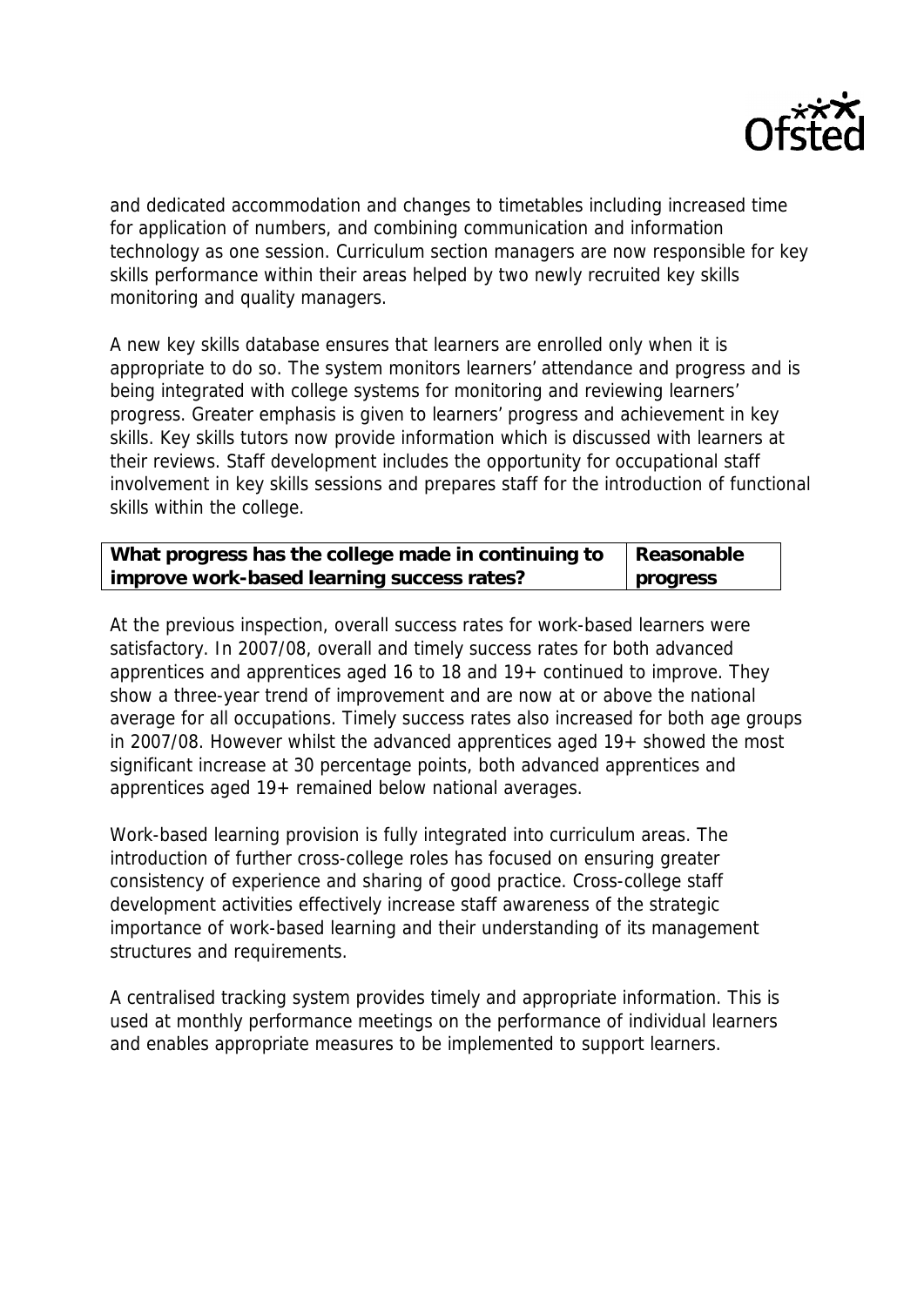and dedicated accommodation and changes to timetables including increased time for application of numbers, and combining communication and information technology as one session. Curriculum section managers are now responsible for key skills performance within their areas helped by two newly recruited key skills monitoring and quality managers.

A new key skills database ensures that learners are enrolled only when it is appropriate to do so. The system monitors learners' attendance and progress and is being integrated with college systems for monitoring and reviewing learners' progress. Greater emphasis is given to learners' progress and achievement in key skills. Key skills tutors now provide information which is discussed with learners at their reviews. Staff development includes the opportunity for occupational staff involvement in key skills sessions and prepares staff for the introduction of functional skills within the college.

| **What progress has the college made in continuing to improve work-based learning success rates?** | **Reasonable progress** |
|---|---|

At the previous inspection, overall success rates for work-based learners were satisfactory. In 2007/08, overall and timely success rates for both advanced apprentices and apprentices aged 16 to 18 and 19+ continued to improve. They show a three-year trend of improvement and are now at or above the national average for all occupations. Timely success rates also increased for both age groups in 2007/08. However whilst the advanced apprentices aged 19+ showed the most significant increase at 30 percentage points, both advanced apprentices and apprentices aged 19+ remained below national averages.

Work-based learning provision is fully integrated into curriculum areas. The introduction of further cross-college roles has focused on ensuring greater consistency of experience and sharing of good practice. Cross-college staff development activities effectively increase staff awareness of the strategic importance of work-based learning and their understanding of its management structures and requirements.

A centralised tracking system provides timely and appropriate information. This is used at monthly performance meetings on the performance of individual learners and enables appropriate measures to be implemented to support learners.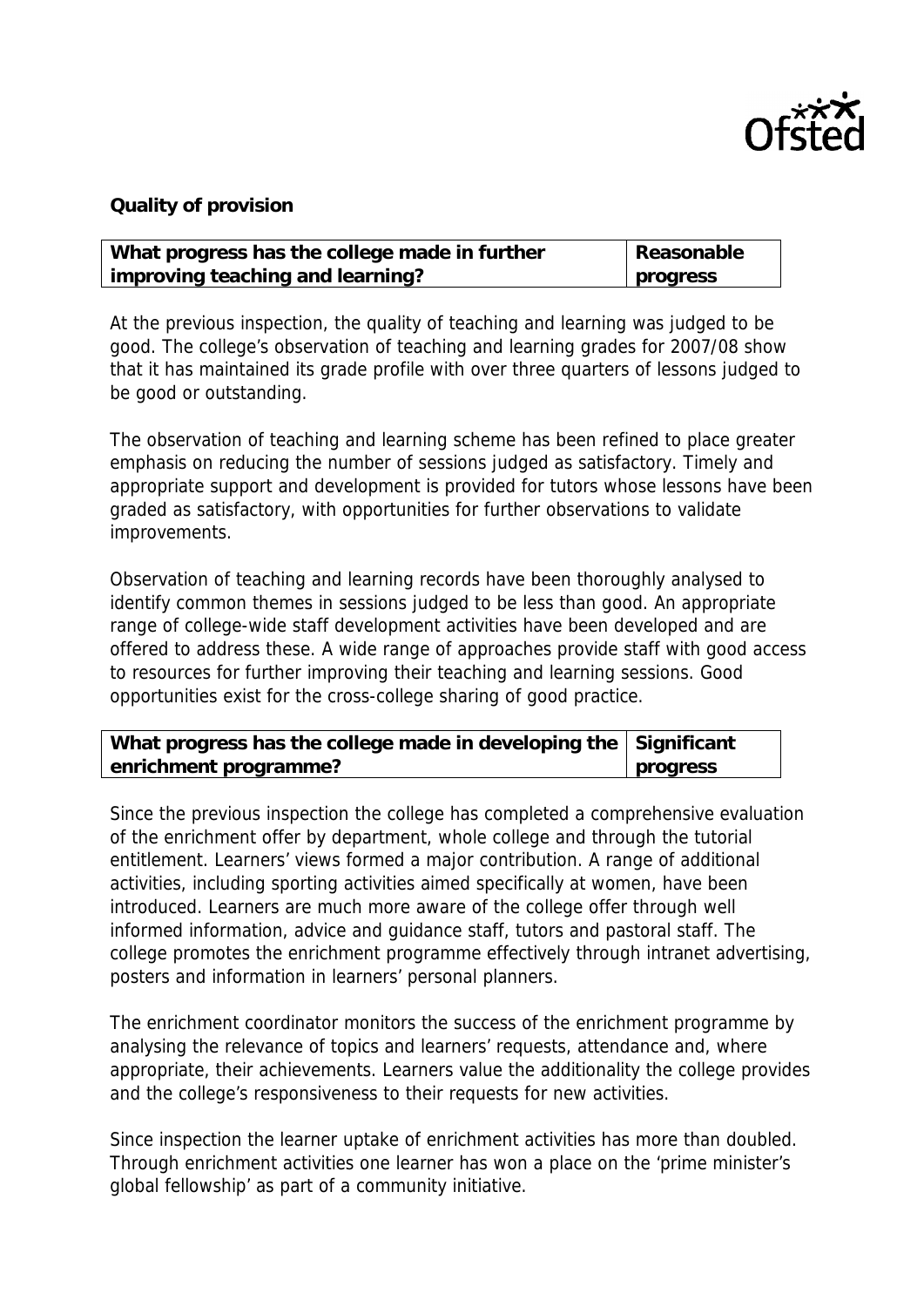**Quality of provision**

| What progress has the college made in further improving teaching and learning? | Reasonable progress |
|---|---|

At the previous inspection, the quality of teaching and learning was judged to be good. The college's observation of teaching and learning grades for 2007/08 show that it has maintained its grade profile with over three quarters of lessons judged to be good or outstanding.

The observation of teaching and learning scheme has been refined to place greater emphasis on reducing the number of sessions judged as satisfactory. Timely and appropriate support and development is provided for tutors whose lessons have been graded as satisfactory, with opportunities for further observations to validate improvements.

Observation of teaching and learning records have been thoroughly analysed to identify common themes in sessions judged to be less than good. An appropriate range of college-wide staff development activities have been developed and are offered to address these. A wide range of approaches provide staff with good access to resources for further improving their teaching and learning sessions. Good opportunities exist for the cross-college sharing of good practice.

| What progress has the college made in developing the enrichment programme? | Significant progress |
|---|---|

Since the previous inspection the college has completed a comprehensive evaluation of the enrichment offer by department, whole college and through the tutorial entitlement. Learners' views formed a major contribution. A range of additional activities, including sporting activities aimed specifically at women, have been introduced. Learners are much more aware of the college offer through well informed information, advice and guidance staff, tutors and pastoral staff. The college promotes the enrichment programme effectively through intranet advertising, posters and information in learners' personal planners.

The enrichment coordinator monitors the success of the enrichment programme by analysing the relevance of topics and learners' requests, attendance and, where appropriate, their achievements. Learners value the additionality the college provides and the college's responsiveness to their requests for new activities.

Since inspection the learner uptake of enrichment activities has more than doubled. Through enrichment activities one learner has won a place on the 'prime minister's global fellowship' as part of a community initiative.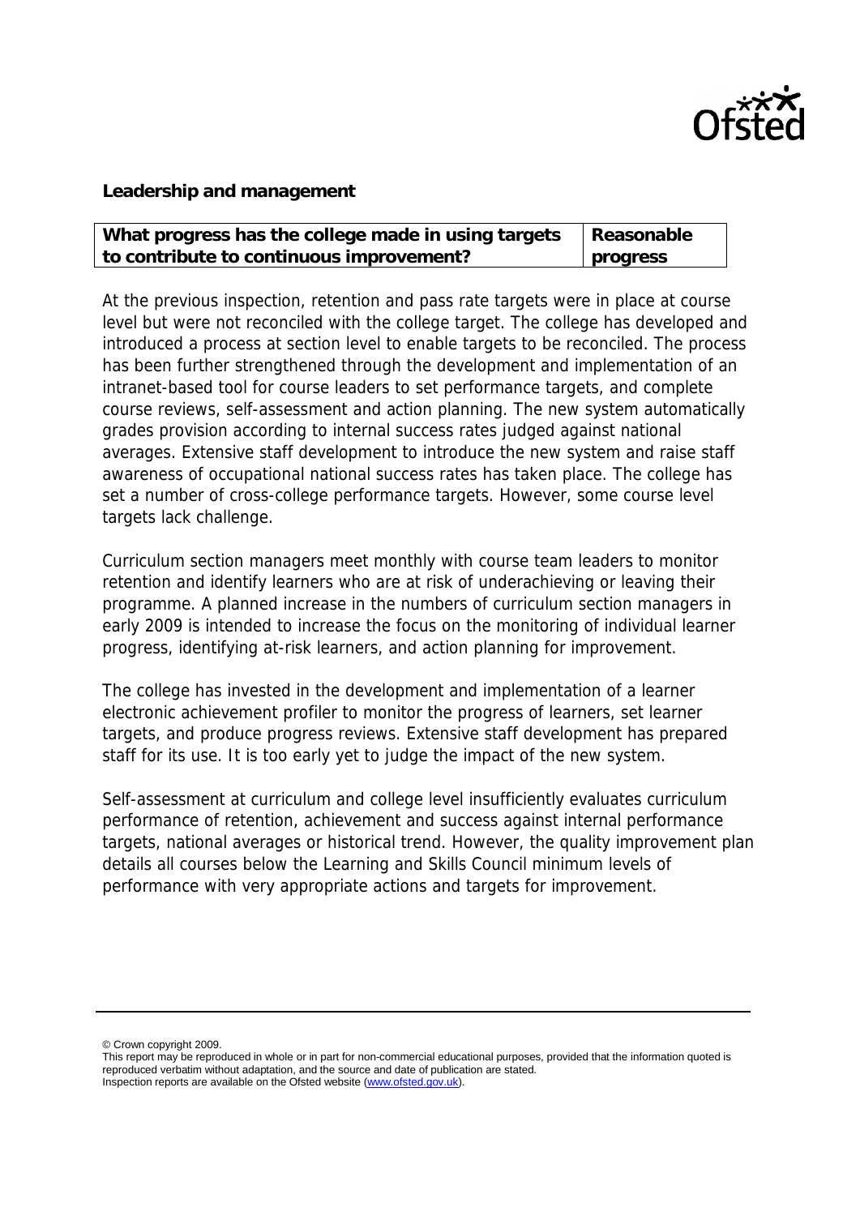**Leadership and management**

| What progress has the college made in using targets to contribute to continuous improvement? | Reasonable progress |
|---|---|

At the previous inspection, retention and pass rate targets were in place at course level but were not reconciled with the college target. The college has developed and introduced a process at section level to enable targets to be reconciled. The process has been further strengthened through the development and implementation of an intranet-based tool for course leaders to set performance targets, and complete course reviews, self-assessment and action planning. The new system automatically grades provision according to internal success rates judged against national averages. Extensive staff development to introduce the new system and raise staff awareness of occupational national success rates has taken place. The college has set a number of cross-college performance targets. However, some course level targets lack challenge.

Curriculum section managers meet monthly with course team leaders to monitor retention and identify learners who are at risk of underachieving or leaving their programme. A planned increase in the numbers of curriculum section managers in early 2009 is intended to increase the focus on the monitoring of individual learner progress, identifying at-risk learners, and action planning for improvement.

The college has invested in the development and implementation of a learner electronic achievement profiler to monitor the progress of learners, set learner targets, and produce progress reviews. Extensive staff development has prepared staff for its use. It is too early yet to judge the impact of the new system.

Self-assessment at curriculum and college level insufficiently evaluates curriculum performance of retention, achievement and success against internal performance targets, national averages or historical trend. However, the quality improvement plan details all courses below the Learning and Skills Council minimum levels of performance with very appropriate actions and targets for improvement.

© Crown copyright 2009.

This report may be reproduced in whole or in part for non-commercial educational purposes, provided that the information quoted is reproduced verbatim without adaptation, and the source and date of publication are stated.

Inspection reports are available on the Ofsted website (www.ofsted.gov.uk).